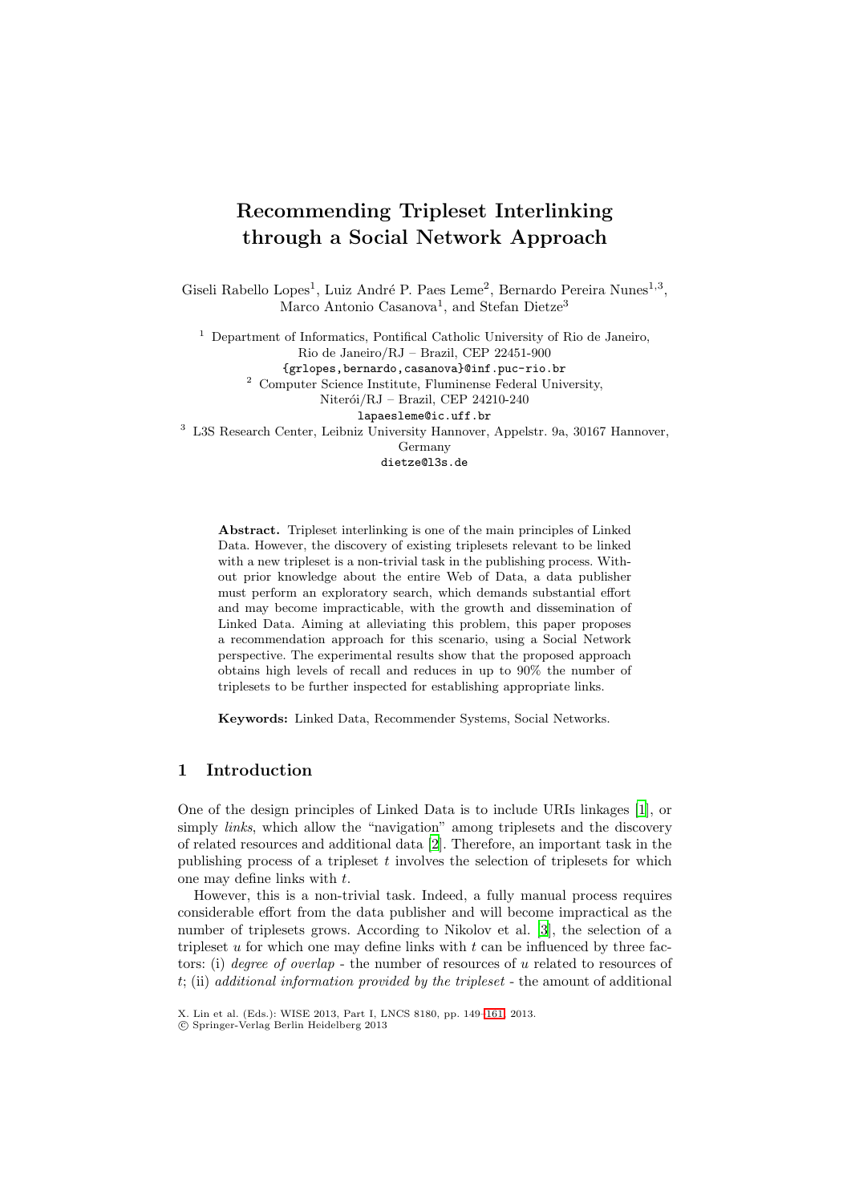# Recommending Tripleset Interlinking through a Social Network Approach

Giseli Rabello Lopes[1], Luiz André P. Paes Leme[2], Bernardo Pereira Nunes[1,3], Marco Antonio Casanova[1], and Stefan Dietze[3]

[1] Department of Informatics, Pontifical Catholic University of Rio de Janeiro, Rio de Janeiro/RJ – Brazil, CEP 22451-900
{grlopes,bernardo,casanova}@inf.puc-rio.br

[2] Computer Science Institute, Fluminense Federal University, Niterói/RJ – Brazil, CEP 24210-240
lapaesleme@ic.uff.br

[3] L3S Research Center, Leibniz University Hannover, Appelstr. 9a, 30167 Hannover, Germany
dietze@l3s.de

**Abstract.** Tripleset interlinking is one of the main principles of Linked Data. However, the discovery of existing triplesets relevant to be linked with a new tripleset is a non-trivial task in the publishing process. Without prior knowledge about the entire Web of Data, a data publisher must perform an exploratory search, which demands substantial effort and may become impracticable, with the growth and dissemination of Linked Data. Aiming at alleviating this problem, this paper proposes a recommendation approach for this scenario, using a Social Network perspective. The experimental results show that the proposed approach obtains high levels of recall and reduces in up to 90% the number of triplesets to be further inspected for establishing appropriate links.

**Keywords:** Linked Data, Recommender Systems, Social Networks.

## 1 Introduction

One of the design principles of Linked Data is to include URIs linkages [1], or simply *links*, which allow the "navigation" among triplesets and the discovery of related resources and additional data [2]. Therefore, an important task in the publishing process of a tripleset $t$ involves the selection of triplesets for which one may define links with $t$.

However, this is a non-trivial task. Indeed, a fully manual process requires considerable effort from the data publisher and will become impractical as the number of triplesets grows. According to Nikolov et al. [3], the selection of a tripleset $u$ for which one may define links with $t$ can be influenced by three factors: (i) *degree of overlap* - the number of resources of $u$ related to resources of $t$; (ii) *additional information provided by the tripleset* - the amount of additional

X. Lin et al. (Eds.): WISE 2013, Part I, LNCS 8180, pp. 149–161, 2013.
© Springer-Verlag Berlin Heidelberg 2013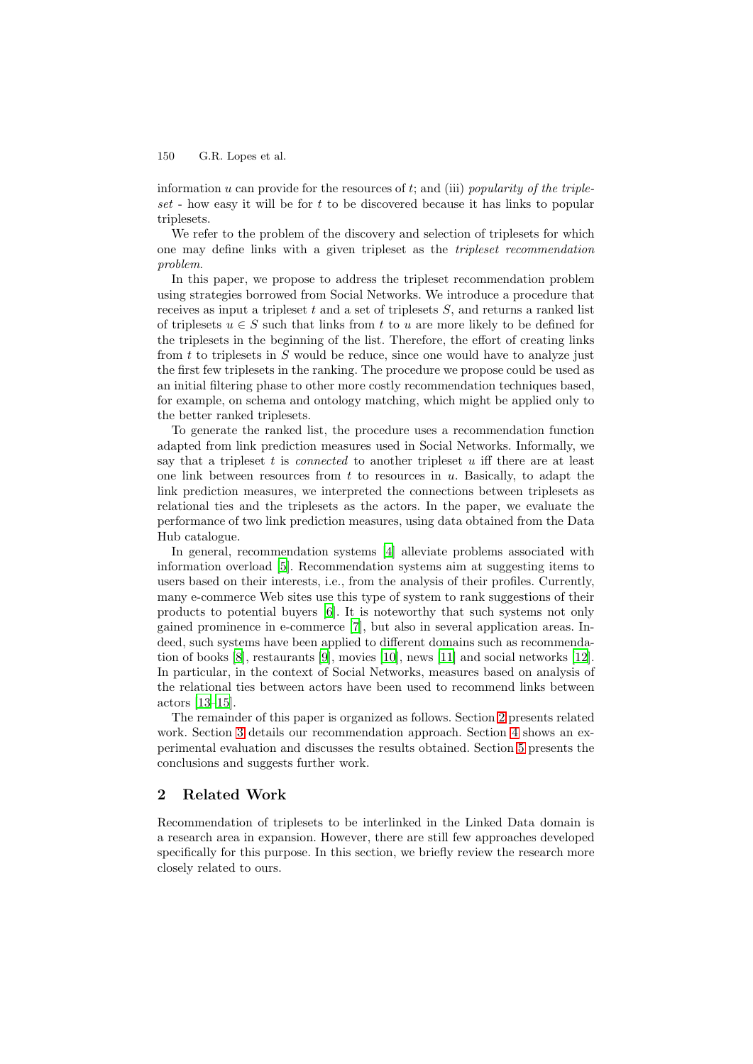information $u$ can provide for the resources of $t$; and (iii) *popularity of the tripleset* - how easy it will be for $t$ to be discovered because it has links to popular triplesets.

We refer to the problem of the discovery and selection of triplesets for which one may define links with a given tripleset as the *tripleset recommendation problem*.

In this paper, we propose to address the tripleset recommendation problem using strategies borrowed from Social Networks. We introduce a procedure that receives as input a tripleset $t$ and a set of triplesets $S$, and returns a ranked list of triplesets $u \in S$ such that links from $t$ to $u$ are more likely to be defined for the triplesets in the beginning of the list. Therefore, the effort of creating links from $t$ to triplesets in $S$ would be reduce, since one would have to analyze just the first few triplesets in the ranking. The procedure we propose could be used as an initial filtering phase to other more costly recommendation techniques based, for example, on schema and ontology matching, which might be applied only to the better ranked triplesets.

To generate the ranked list, the procedure uses a recommendation function adapted from link prediction measures used in Social Networks. Informally, we say that a tripleset $t$ is *connected* to another tripleset $u$ iff there are at least one link between resources from $t$ to resources in $u$. Basically, to adapt the link prediction measures, we interpreted the connections between triplesets as relational ties and the triplesets as the actors. In the paper, we evaluate the performance of two link prediction measures, using data obtained from the Data Hub catalogue.

In general, recommendation systems [4] alleviate problems associated with information overload [5]. Recommendation systems aim at suggesting items to users based on their interests, i.e., from the analysis of their profiles. Currently, many e-commerce Web sites use this type of system to rank suggestions of their products to potential buyers [6]. It is noteworthy that such systems not only gained prominence in e-commerce [7], but also in several application areas. Indeed, such systems have been applied to different domains such as recommendation of books [8], restaurants [9], movies [10], news [11] and social networks [12]. In particular, in the context of Social Networks, measures based on analysis of the relational ties between actors have been used to recommend links between actors [13–15].

The remainder of this paper is organized as follows. Section 2 presents related work. Section 3 details our recommendation approach. Section 4 shows an experimental evaluation and discusses the results obtained. Section 5 presents the conclusions and suggests further work.

## 2 Related Work

Recommendation of triplesets to be interlinked in the Linked Data domain is a research area in expansion. However, there are still few approaches developed specifically for this purpose. In this section, we briefly review the research more closely related to ours.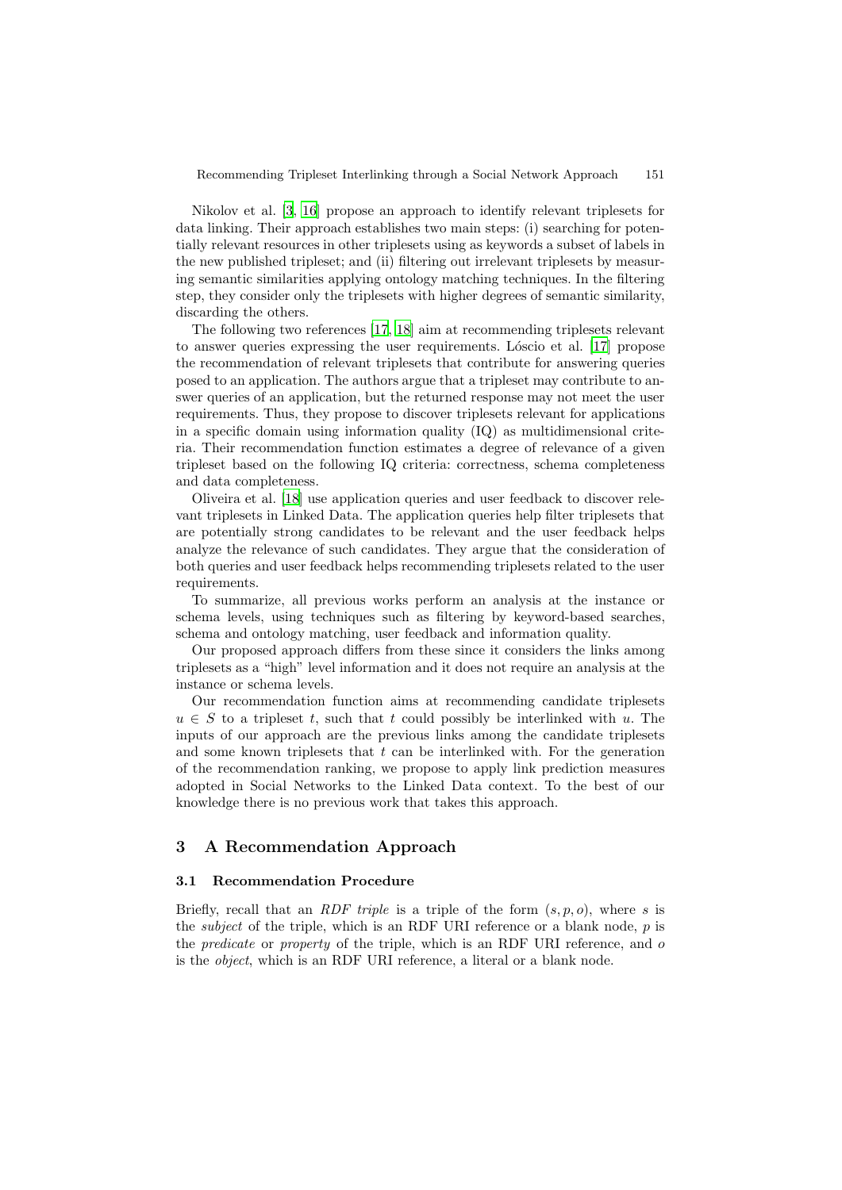Nikolov et al. [3, 16] propose an approach to identify relevant triplesets for data linking. Their approach establishes two main steps: (i) searching for potentially relevant resources in other triplesets using as keywords a subset of labels in the new published tripleset; and (ii) filtering out irrelevant triplesets by measuring semantic similarities applying ontology matching techniques. In the filtering step, they consider only the triplesets with higher degrees of semantic similarity, discarding the others.

The following two references [17, 18] aim at recommending triplesets relevant to answer queries expressing the user requirements. Lóscio et al. [17] propose the recommendation of relevant triplesets that contribute for answering queries posed to an application. The authors argue that a tripleset may contribute to answer queries of an application, but the returned response may not meet the user requirements. Thus, they propose to discover triplesets relevant for applications in a specific domain using information quality (IQ) as multidimensional criteria. Their recommendation function estimates a degree of relevance of a given tripleset based on the following IQ criteria: correctness, schema completeness and data completeness.

Oliveira et al. [18] use application queries and user feedback to discover relevant triplesets in Linked Data. The application queries help filter triplesets that are potentially strong candidates to be relevant and the user feedback helps analyze the relevance of such candidates. They argue that the consideration of both queries and user feedback helps recommending triplesets related to the user requirements.

To summarize, all previous works perform an analysis at the instance or schema levels, using techniques such as filtering by keyword-based searches, schema and ontology matching, user feedback and information quality.

Our proposed approach differs from these since it considers the links among triplesets as a "high" level information and it does not require an analysis at the instance or schema levels.

Our recommendation function aims at recommending candidate triplesets $u \in S$ to a tripleset $t$, such that $t$ could possibly be interlinked with $u$. The inputs of our approach are the previous links among the candidate triplesets and some known triplesets that $t$ can be interlinked with. For the generation of the recommendation ranking, we propose to apply link prediction measures adopted in Social Networks to the Linked Data context. To the best of our knowledge there is no previous work that takes this approach.

## 3 A Recommendation Approach

### 3.1 Recommendation Procedure

Briefly, recall that an *RDF triple* is a triple of the form $(s, p, o)$, where $s$ is the *subject* of the triple, which is an RDF URI reference or a blank node, $p$ is the *predicate* or *property* of the triple, which is an RDF URI reference, and $o$ is the *object*, which is an RDF URI reference, a literal or a blank node.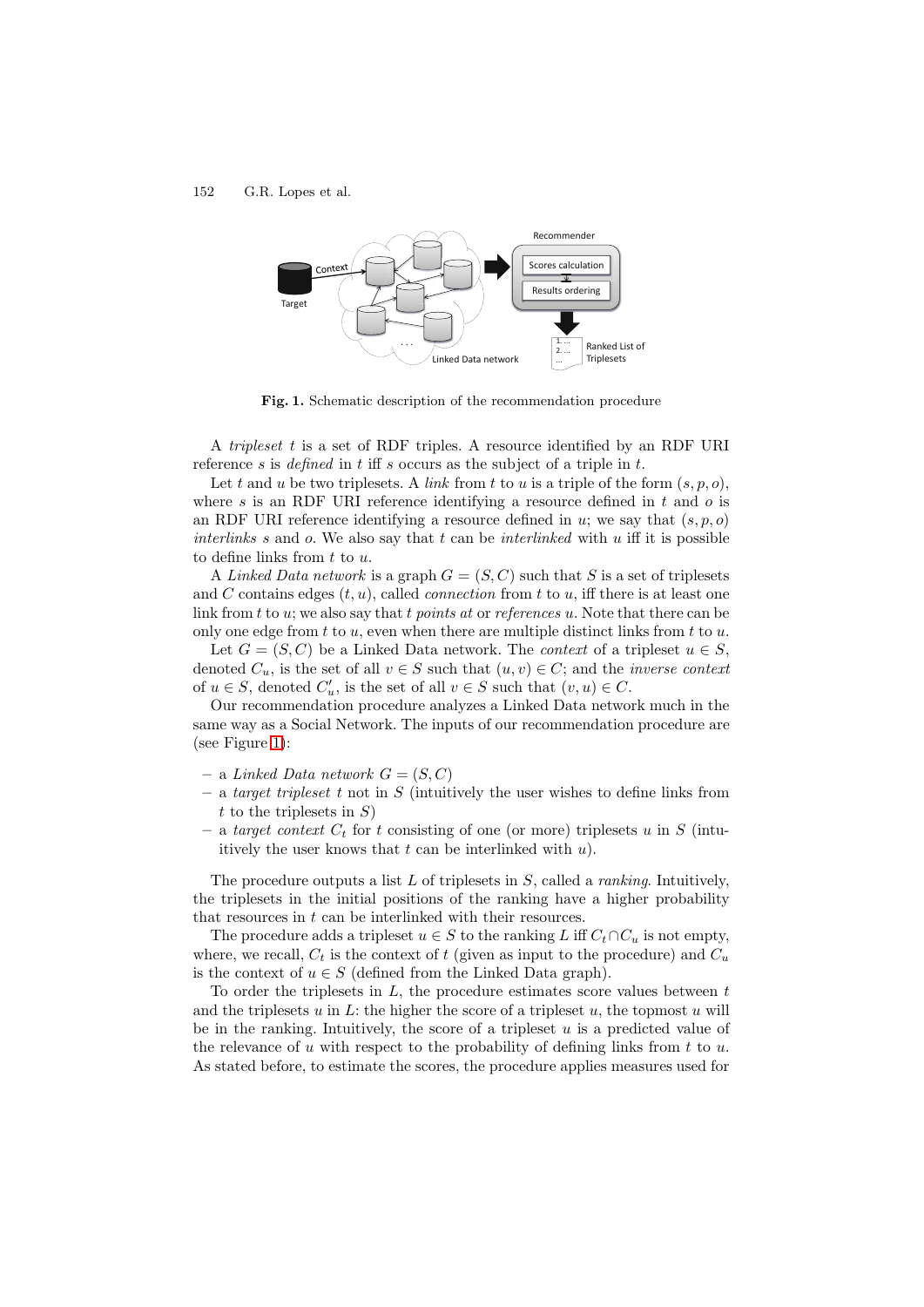**Fig. 1.** Schematic description of the recommendation procedure

A *tripleset* $t$ is a set of RDF triples. A resource identified by an RDF URI reference $s$ is *defined* in $t$ iff $s$ occurs as the subject of a triple in $t$.

Let $t$ and $u$ be two triplesets. A *link* from $t$ to $u$ is a triple of the form $(s, p, o)$, where $s$ is an RDF URI reference identifying a resource defined in $t$ and $o$ is an RDF URI reference identifying a resource defined in $u$; we say that $(s, p, o)$ *interlinks* $s$ and $o$. We also say that $t$ can be *interlinked* with $u$ iff it is possible to define links from $t$ to $u$.

A *Linked Data network* is a graph $G = (S, C)$ such that $S$ is a set of triplesets and $C$ contains edges $(t, u)$, called *connection* from $t$ to $u$, iff there is at least one link from $t$ to $u$; we also say that $t$ *points at* or *references* $u$. Note that there can be only one edge from $t$ to $u$, even when there are multiple distinct links from $t$ to $u$.

Let $G = (S, C)$ be a Linked Data network. The *context* of a tripleset $u \in S$, denoted $C_u$, is the set of all $v \in S$ such that $(u, v) \in C$; and the *inverse context* of $u \in S$, denoted $C'_u$, is the set of all $v \in S$ such that $(v, u) \in C$.

Our recommendation procedure analyzes a Linked Data network much in the same way as a Social Network. The inputs of our recommendation procedure are (see Figure 1):

- a *Linked Data network* $G = (S, C)$
- a *target tripleset* $t$ not in $S$ (intuitively the user wishes to define links from $t$ to the triplesets in $S$)
- a *target context* $C_t$ for $t$ consisting of one (or more) triplesets $u$ in $S$ (intuitively the user knows that $t$ can be interlinked with $u$).

The procedure outputs a list $L$ of triplesets in $S$, called a *ranking*. Intuitively, the triplesets in the initial positions of the ranking have a higher probability that resources in $t$ can be interlinked with their resources.

The procedure adds a tripleset $u \in S$ to the ranking $L$ iff $C_t \cap C_u$ is not empty, where, we recall, $C_t$ is the context of $t$ (given as input to the procedure) and $C_u$ is the context of $u \in S$ (defined from the Linked Data graph).

To order the triplesets in $L$, the procedure estimates score values between $t$ and the triplesets $u$ in $L$: the higher the score of a tripleset $u$, the topmost $u$ will be in the ranking. Intuitively, the score of a tripleset $u$ is a predicted value of the relevance of $u$ with respect to the probability of defining links from $t$ to $u$. As stated before, to estimate the scores, the procedure applies measures used for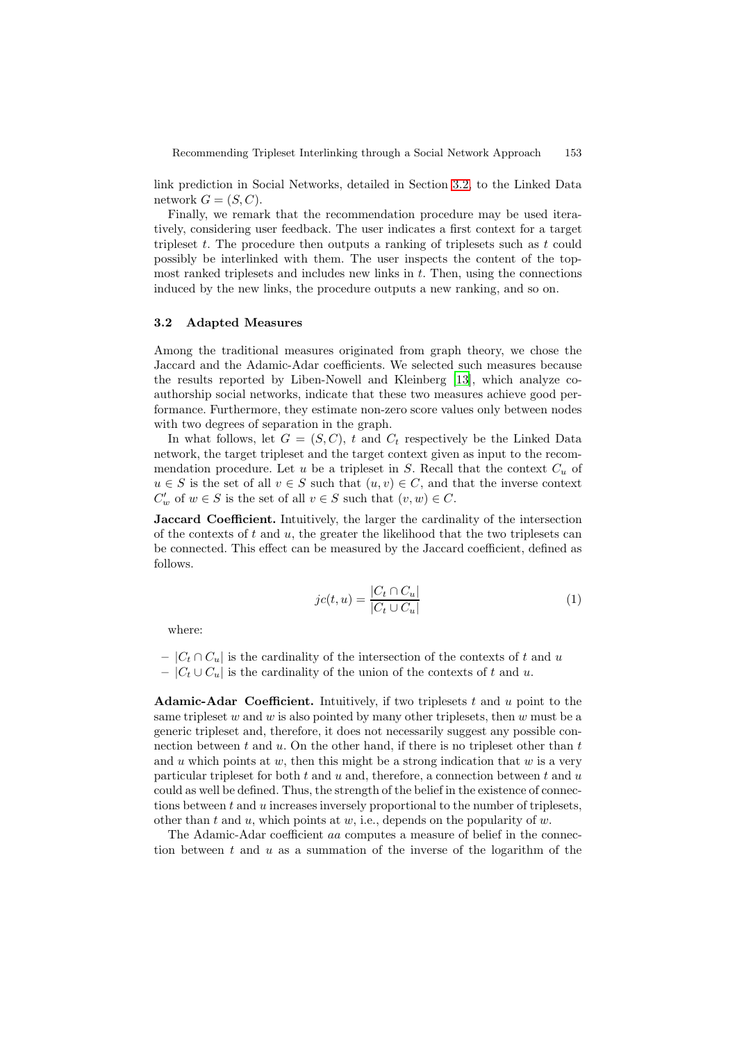link prediction in Social Networks, detailed in Section 3.2, to the Linked Data network $G = (S, C)$.

Finally, we remark that the recommendation procedure may be used iteratively, considering user feedback. The user indicates a first context for a target tripleset $t$. The procedure then outputs a ranking of triplesets such as $t$ could possibly be interlinked with them. The user inspects the content of the topmost ranked triplesets and includes new links in $t$. Then, using the connections induced by the new links, the procedure outputs a new ranking, and so on.

### 3.2 Adapted Measures

Among the traditional measures originated from graph theory, we chose the Jaccard and the Adamic-Adar coefficients. We selected such measures because the results reported by Liben-Nowell and Kleinberg [13], which analyze co-authorship social networks, indicate that these two measures achieve good performance. Furthermore, they estimate non-zero score values only between nodes with two degrees of separation in the graph.

In what follows, let $G = (S, C)$, $t$ and $C_t$ respectively be the Linked Data network, the target tripleset and the target context given as input to the recommendation procedure. Let $u$ be a tripleset in $S$. Recall that the context $C_u$ of $u \in S$ is the set of all $v \in S$ such that $(u, v) \in C$, and that the inverse context $C'_w$ of $w \in S$ is the set of all $v \in S$ such that $(v, w) \in C$.

**Jaccard Coefficient.** Intuitively, the larger the cardinality of the intersection of the contexts of $t$ and $u$, the greater the likelihood that the two triplesets can be connected. This effect can be measured by the Jaccard coefficient, defined as follows.

$$jc(t, u) = \frac{|C_t \cap C_u|}{|C_t \cup C_u|} \tag{1}$$

where:

- $|C_t \cap C_u|$ is the cardinality of the intersection of the contexts of $t$ and $u$
- $|C_t \cup C_u|$ is the cardinality of the union of the contexts of $t$ and $u$.

**Adamic-Adar Coefficient.** Intuitively, if two triplesets $t$ and $u$ point to the same tripleset $w$ and $w$ is also pointed by many other triplesets, then $w$ must be a generic tripleset and, therefore, it does not necessarily suggest any possible connection between $t$ and $u$. On the other hand, if there is no tripleset other than $t$ and $u$ which points at $w$, then this might be a strong indication that $w$ is a very particular tripleset for both $t$ and $u$ and, therefore, a connection between $t$ and $u$ could as well be defined. Thus, the strength of the belief in the existence of connections between $t$ and $u$ increases inversely proportional to the number of triplesets, other than $t$ and $u$, which points at $w$, i.e., depends on the popularity of $w$.

The Adamic-Adar coefficient $aa$ computes a measure of belief in the connection between $t$ and $u$ as a summation of the inverse of the logarithm of the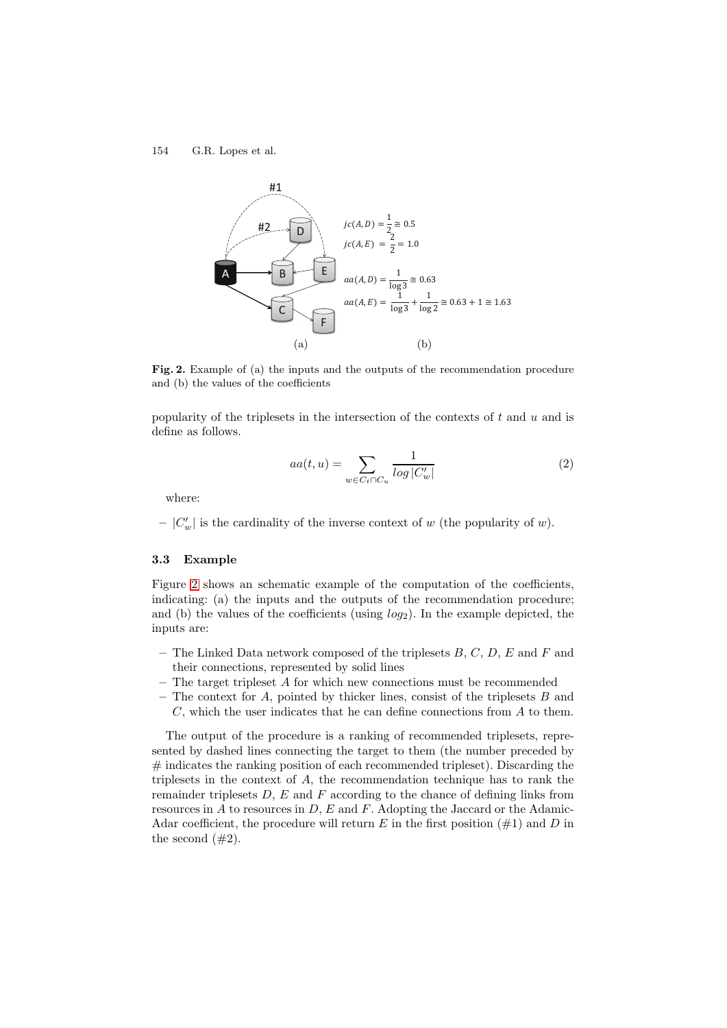**Fig. 2.** Example of (a) the inputs and the outputs of the recommendation procedure and (b) the values of the coefficients

popularity of the triplesets in the intersection of the contexts of $t$ and $u$ and is define as follows.

$$aa(t,u) = \sum_{w \in C_t \cap C_u} \frac{1}{log\,|C'_w|} \tag{2}$$

where:

- $|C'_w|$ is the cardinality of the inverse context of $w$ (the popularity of $w$).

### 3.3 Example

Figure 2 shows an schematic example of the computation of the coefficients, indicating: (a) the inputs and the outputs of the recommendation procedure; and (b) the values of the coefficients (using $log_2$). In the example depicted, the inputs are:

- The Linked Data network composed of the triplesets $B$, $C$, $D$, $E$ and $F$ and their connections, represented by solid lines
- The target tripleset $A$ for which new connections must be recommended
- The context for $A$, pointed by thicker lines, consist of the triplesets $B$ and $C$, which the user indicates that he can define connections from $A$ to them.

The output of the procedure is a ranking of recommended triplesets, represented by dashed lines connecting the target to them (the number preceded by # indicates the ranking position of each recommended tripleset). Discarding the triplesets in the context of $A$, the recommendation technique has to rank the remainder triplesets $D$, $E$ and $F$ according to the chance of defining links from resources in $A$ to resources in $D$, $E$ and $F$. Adopting the Jaccard or the Adamic-Adar coefficient, the procedure will return $E$ in the first position (#1) and $D$ in the second (#2).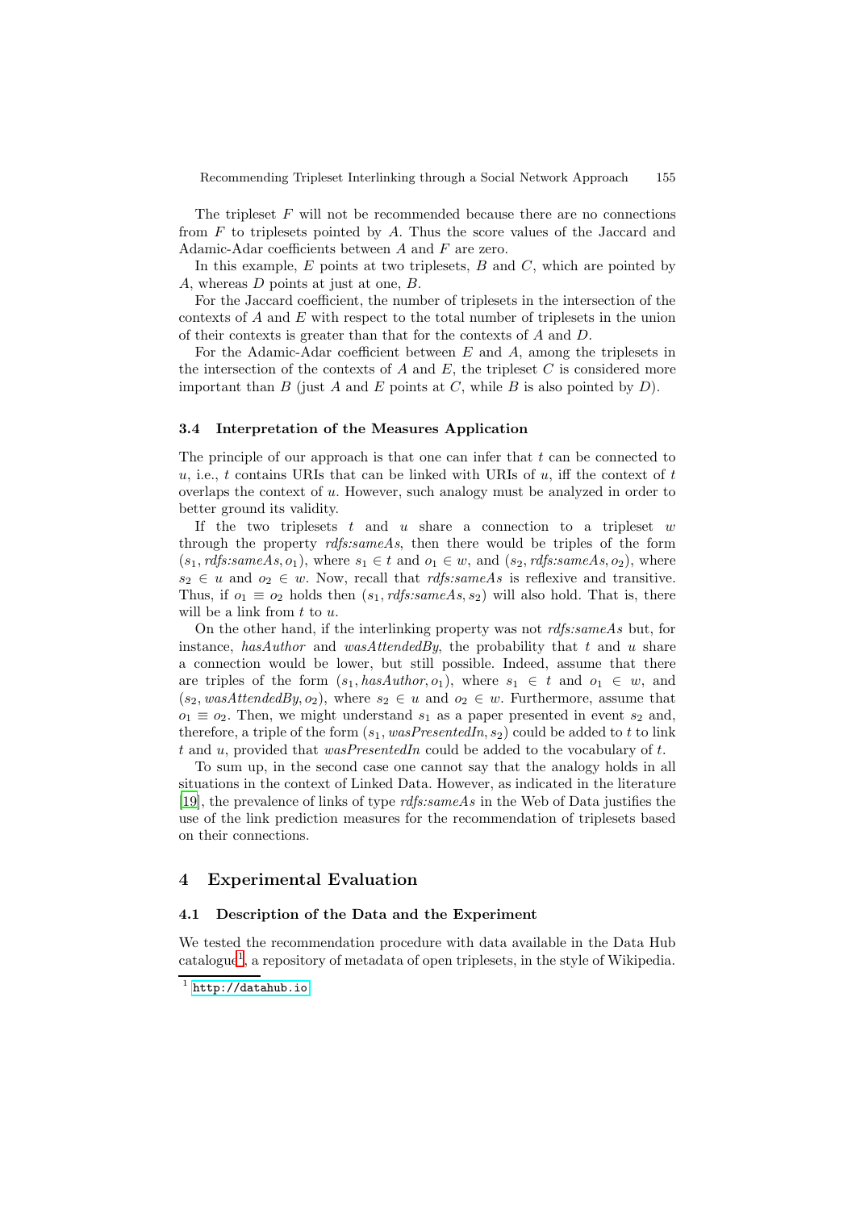The tripleset $F$ will not be recommended because there are no connections from $F$ to triplesets pointed by $A$. Thus the score values of the Jaccard and Adamic-Adar coefficients between $A$ and $F$ are zero.

In this example, $E$ points at two triplesets, $B$ and $C$, which are pointed by $A$, whereas $D$ points at just at one, $B$.

For the Jaccard coefficient, the number of triplesets in the intersection of the contexts of $A$ and $E$ with respect to the total number of triplesets in the union of their contexts is greater than that for the contexts of $A$ and $D$.

For the Adamic-Adar coefficient between $E$ and $A$, among the triplesets in the intersection of the contexts of $A$ and $E$, the tripleset $C$ is considered more important than $B$ (just $A$ and $E$ points at $C$, while $B$ is also pointed by $D$).

### 3.4 Interpretation of the Measures Application

The principle of our approach is that one can infer that $t$ can be connected to $u$, i.e., $t$ contains URIs that can be linked with URIs of $u$, iff the context of $t$ overlaps the context of $u$. However, such analogy must be analyzed in order to better ground its validity.

If the two triplesets $t$ and $u$ share a connection to a tripleset $w$ through the property *rdfs:sameAs*, then there would be triples of the form $(s_1, \textit{rdfs:sameAs}, o_1)$, where $s_1 \in t$ and $o_1 \in w$, and $(s_2, \textit{rdfs:sameAs}, o_2)$, where $s_2 \in u$ and $o_2 \in w$. Now, recall that *rdfs:sameAs* is reflexive and transitive. Thus, if $o_1 \equiv o_2$ holds then $(s_1, \textit{rdfs:sameAs}, s_2)$ will also hold. That is, there will be a link from $t$ to $u$.

On the other hand, if the interlinking property was not *rdfs:sameAs* but, for instance, *hasAuthor* and *wasAttendedBy*, the probability that $t$ and $u$ share a connection would be lower, but still possible. Indeed, assume that there are triples of the form $(s_1, \textit{hasAuthor}, o_1)$, where $s_1 \in t$ and $o_1 \in w$, and $(s_2, \textit{wasAttendedBy}, o_2)$, where $s_2 \in u$ and $o_2 \in w$. Furthermore, assume that $o_1 \equiv o_2$. Then, we might understand $s_1$ as a paper presented in event $s_2$ and, therefore, a triple of the form $(s_1, \textit{wasPresentedIn}, s_2)$ could be added to $t$ to link $t$ and $u$, provided that *wasPresentedIn* could be added to the vocabulary of $t$.

To sum up, in the second case one cannot say that the analogy holds in all situations in the context of Linked Data. However, as indicated in the literature [19], the prevalence of links of type *rdfs:sameAs* in the Web of Data justifies the use of the link prediction measures for the recommendation of triplesets based on their connections.

## 4 Experimental Evaluation

### 4.1 Description of the Data and the Experiment

We tested the recommendation procedure with data available in the Data Hub catalogue[1], a repository of metadata of open triplesets, in the style of Wikipedia.

[1] http://datahub.io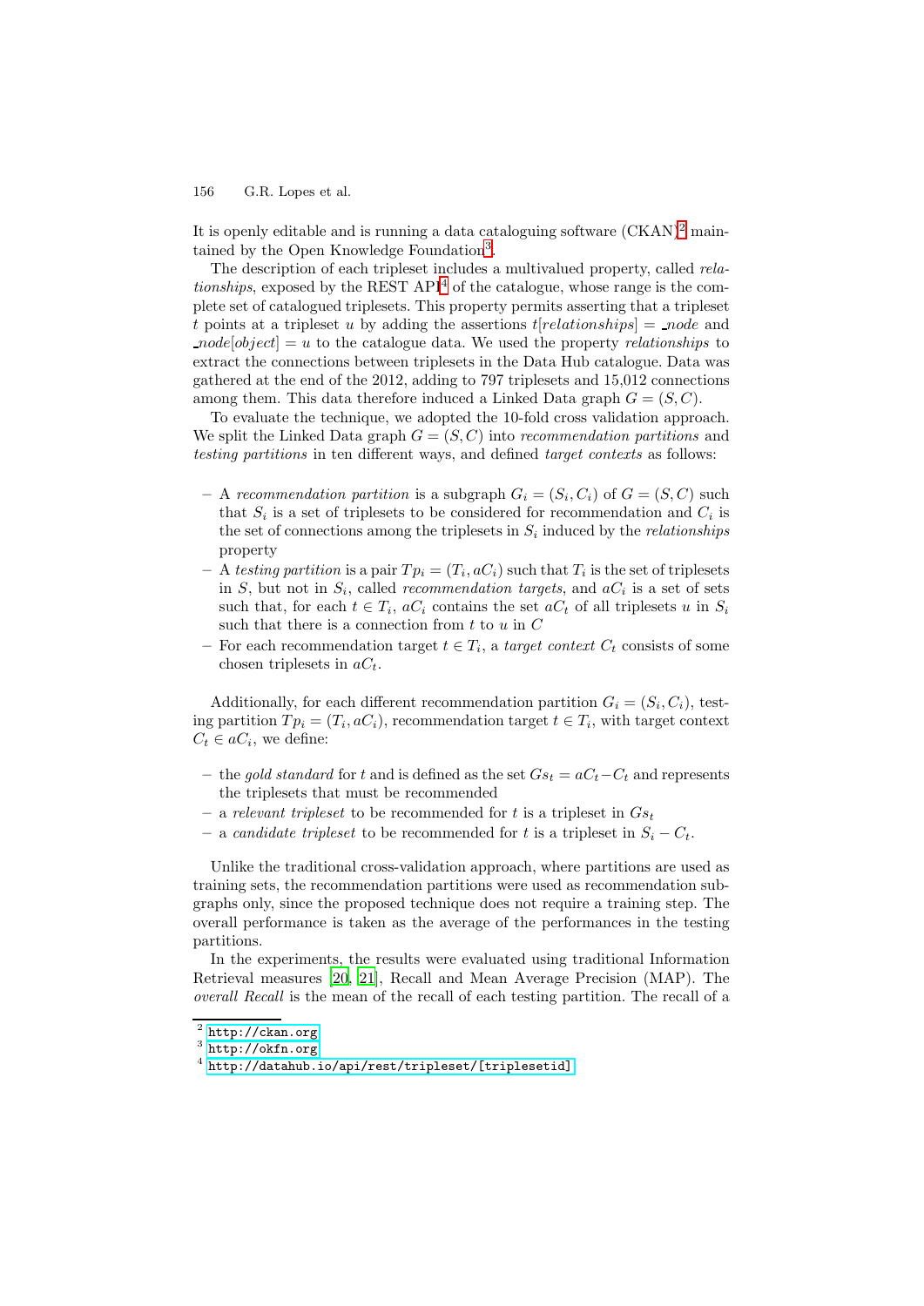It is openly editable and is running a data cataloguing software (CKAN)[2] maintained by the Open Knowledge Foundation[3].

The description of each tripleset includes a multivalued property, called *relationships*, exposed by the REST API[4] of the catalogue, whose range is the complete set of catalogued triplesets. This property permits asserting that a tripleset $t$ points at a tripleset $u$ by adding the assertions $t[relationships] = \_node$ and $\_node[object] = u$ to the catalogue data. We used the property *relationships* to extract the connections between triplesets in the Data Hub catalogue. Data was gathered at the end of the 2012, adding to 797 triplesets and 15,012 connections among them. This data therefore induced a Linked Data graph $G = (S, C)$.

To evaluate the technique, we adopted the 10-fold cross validation approach. We split the Linked Data graph $G = (S, C)$ into *recommendation partitions* and *testing partitions* in ten different ways, and defined *target contexts* as follows:

- A *recommendation partition* is a subgraph $G_i = (S_i, C_i)$ of $G = (S, C)$ such that $S_i$ is a set of triplesets to be considered for recommendation and $C_i$ is the set of connections among the triplesets in $S_i$ induced by the *relationships* property
- A *testing partition* is a pair $Tp_i = (T_i, aC_i)$ such that $T_i$ is the set of triplesets in $S$, but not in $S_i$, called *recommendation targets*, and $aC_i$ is a set of sets such that, for each $t \in T_i$, $aC_i$ contains the set $aC_t$ of all triplesets $u$ in $S_i$ such that there is a connection from $t$ to $u$ in $C$
- For each recommendation target $t \in T_i$, a *target context* $C_t$ consists of some chosen triplesets in $aC_t$.

Additionally, for each different recommendation partition $G_i = (S_i, C_i)$, testing partition $Tp_i = (T_i, aC_i)$, recommendation target $t \in T_i$, with target context $C_t \in aC_i$, we define:

- the *gold standard* for $t$ and is defined as the set $Gs_t = aC_t - C_t$ and represents the triplesets that must be recommended
- a *relevant tripleset* to be recommended for $t$ is a tripleset in $Gs_t$
- a *candidate tripleset* to be recommended for $t$ is a tripleset in $S_i - C_t$.

Unlike the traditional cross-validation approach, where partitions are used as training sets, the recommendation partitions were used as recommendation subgraphs only, since the proposed technique does not require a training step. The overall performance is taken as the average of the performances in the testing partitions.

In the experiments, the results were evaluated using traditional Information Retrieval measures [20, 21], Recall and Mean Average Precision (MAP). The *overall Recall* is the mean of the recall of each testing partition. The recall of a

[2] http://ckan.org

[3] http://okfn.org

[4] http://datahub.io/api/rest/tripleset/[triplesetid]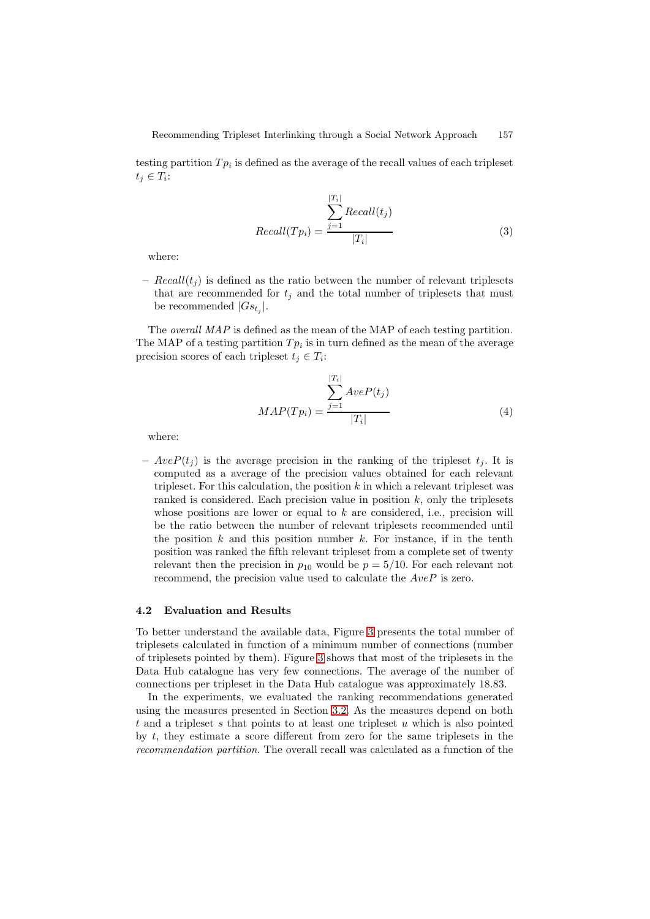testing partition $Tp_i$ is defined as the average of the recall values of each tripleset $t_j \in T_i$:

$$Recall(Tp_i) = \frac{\sum_{j=1}^{|T_i|} Recall(t_j)}{|T_i|} \quad (3)$$

where:

– $Recall(t_j)$ is defined as the ratio between the number of relevant triplesets that are recommended for $t_j$ and the total number of triplesets that must be recommended $|Gs_{t_j}|$.

The *overall MAP* is defined as the mean of the MAP of each testing partition. The MAP of a testing partition $Tp_i$ is in turn defined as the mean of the average precision scores of each tripleset $t_j \in T_i$:

$$MAP(Tp_i) = \frac{\sum_{j=1}^{|T_i|} AveP(t_j)}{|T_i|} \quad (4)$$

where:

– $AveP(t_j)$ is the average precision in the ranking of the tripleset $t_j$. It is computed as a average of the precision values obtained for each relevant tripleset. For this calculation, the position $k$ in which a relevant tripleset was ranked is considered. Each precision value in position $k$, only the triplesets whose positions are lower or equal to $k$ are considered, i.e., precision will be the ratio between the number of relevant triplesets recommended until the position $k$ and this position number $k$. For instance, if in the tenth position was ranked the fifth relevant tripleset from a complete set of twenty relevant then the precision in $p_{10}$ would be $p = 5/10$. For each relevant not recommend, the precision value used to calculate the $AveP$ is zero.

### 4.2 Evaluation and Results

To better understand the available data, Figure 3 presents the total number of triplesets calculated in function of a minimum number of connections (number of triplesets pointed by them). Figure 3 shows that most of the triplesets in the Data Hub catalogue has very few connections. The average of the number of connections per tripleset in the Data Hub catalogue was approximately 18.83.

In the experiments, we evaluated the ranking recommendations generated using the measures presented in Section 3.2. As the measures depend on both $t$ and a tripleset $s$ that points to at least one tripleset $u$ which is also pointed by $t$, they estimate a score different from zero for the same triplesets in the *recommendation partition*. The overall recall was calculated as a function of the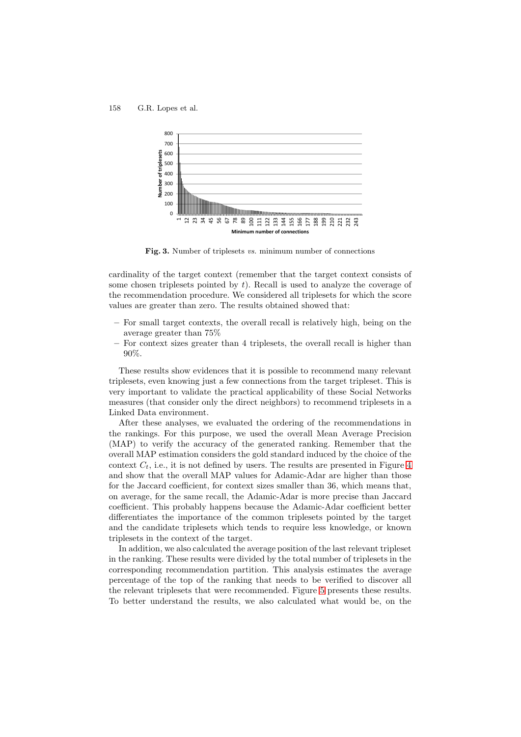800
700
600
500
400
300
200
100
0

Number of triplesets

1 12 23 34 45 56 67 78 89 100 111 122 133 144 155 166 177 188 199 210 221 232 243

Minimum number of connections

**Fig. 3.** Number of triplesets *vs.* minimum number of connections

cardinality of the target context (remember that the target context consists of some chosen triplesets pointed by $t$). Recall is used to analyze the coverage of the recommendation procedure. We considered all triplesets for which the score values are greater than zero. The results obtained showed that:

- For small target contexts, the overall recall is relatively high, being on the average greater than 75%
- For context sizes greater than 4 triplesets, the overall recall is higher than 90%.

These results show evidences that it is possible to recommend many relevant triplesets, even knowing just a few connections from the target tripleset. This is very important to validate the practical applicability of these Social Networks measures (that consider only the direct neighbors) to recommend triplesets in a Linked Data environment.

After these analyses, we evaluated the ordering of the recommendations in the rankings. For this purpose, we used the overall Mean Average Precision (MAP) to verify the accuracy of the generated ranking. Remember that the overall MAP estimation considers the gold standard induced by the choice of the context $C_t$, i.e., it is not defined by users. The results are presented in Figure 4 and show that the overall MAP values for Adamic-Adar are higher than those for the Jaccard coefficient, for context sizes smaller than 36, which means that, on average, for the same recall, the Adamic-Adar is more precise than Jaccard coefficient. This probably happens because the Adamic-Adar coefficient better differentiates the importance of the common triplesets pointed by the target and the candidate triplesets which tends to require less knowledge, or known triplesets in the context of the target.

In addition, we also calculated the average position of the last relevant tripleset in the ranking. These results were divided by the total number of triplesets in the corresponding recommendation partition. This analysis estimates the average percentage of the top of the ranking that needs to be verified to discover all the relevant triplesets that were recommended. Figure 5 presents these results. To better understand the results, we also calculated what would be, on the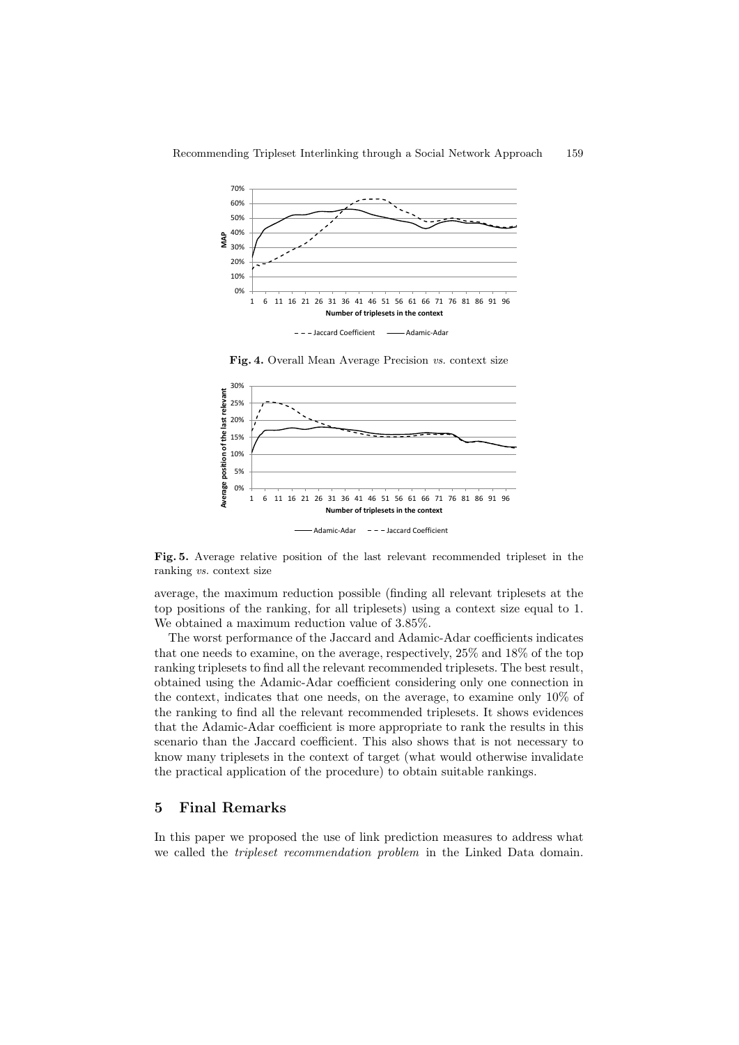**Fig. 4.** Overall Mean Average Precision *vs.* context size

**Fig. 5.** Average relative position of the last relevant recommended tripleset in the ranking *vs.* context size

average, the maximum reduction possible (finding all relevant triplesets at the top positions of the ranking, for all triplesets) using a context size equal to 1. We obtained a maximum reduction value of 3.85%.

The worst performance of the Jaccard and Adamic-Adar coefficients indicates that one needs to examine, on the average, respectively, 25% and 18% of the top ranking triplesets to find all the relevant recommended triplesets. The best result, obtained using the Adamic-Adar coefficient considering only one connection in the context, indicates that one needs, on the average, to examine only 10% of the ranking to find all the relevant recommended triplesets. It shows evidences that the Adamic-Adar coefficient is more appropriate to rank the results in this scenario than the Jaccard coefficient. This also shows that is not necessary to know many triplesets in the context of target (what would otherwise invalidate the practical application of the procedure) to obtain suitable rankings.

## 5 Final Remarks

In this paper we proposed the use of link prediction measures to address what we called the *tripleset recommendation problem* in the Linked Data domain.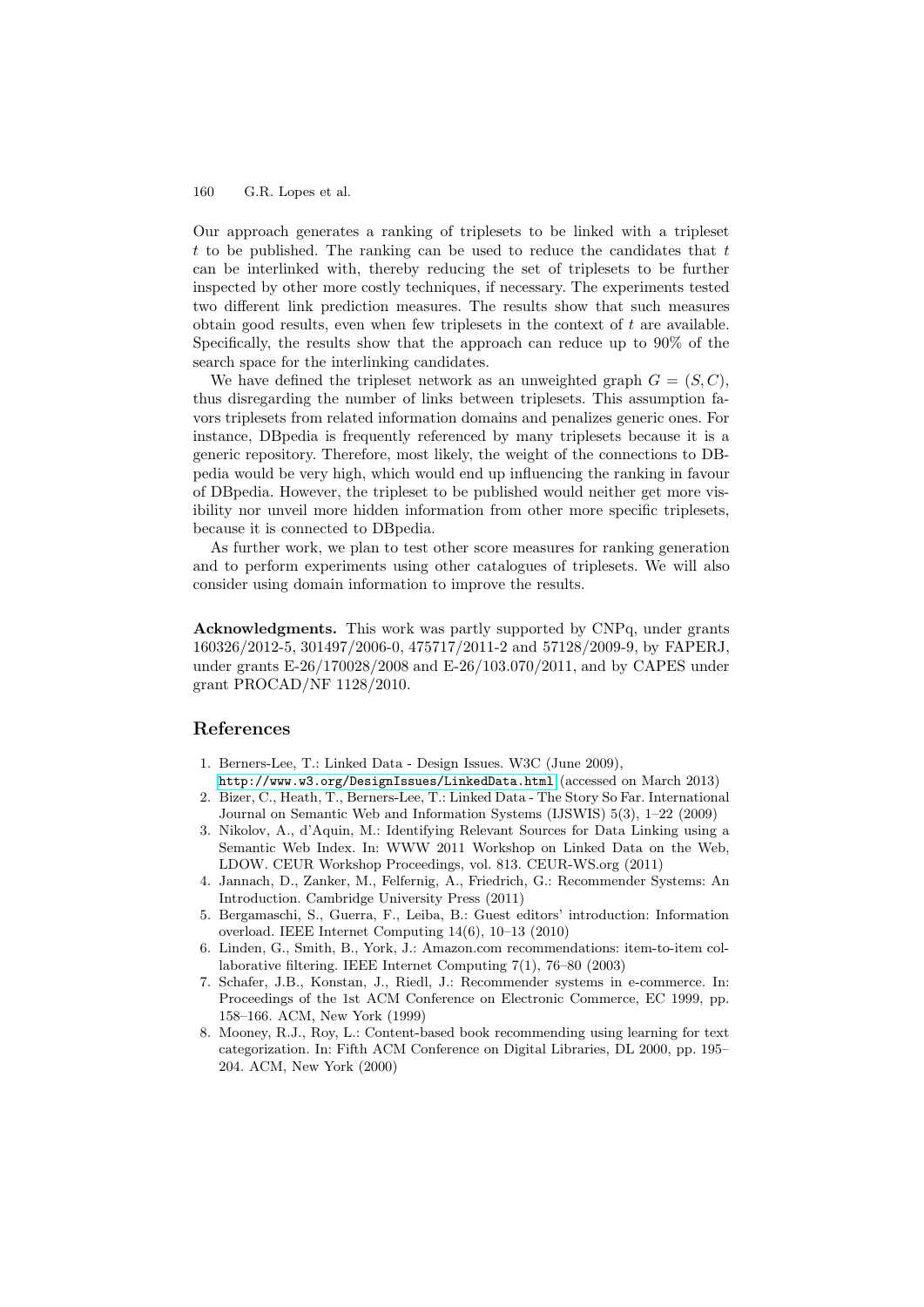Our approach generates a ranking of triplesets to be linked with a tripleset $t$ to be published. The ranking can be used to reduce the candidates that $t$ can be interlinked with, thereby reducing the set of triplesets to be further inspected by other more costly techniques, if necessary. The experiments tested two different link prediction measures. The results show that such measures obtain good results, even when few triplesets in the context of $t$ are available. Specifically, the results show that the approach can reduce up to 90% of the search space for the interlinking candidates.

We have defined the tripleset network as an unweighted graph $G = (S, C)$, thus disregarding the number of links between triplesets. This assumption favors triplesets from related information domains and penalizes generic ones. For instance, DBpedia is frequently referenced by many triplesets because it is a generic repository. Therefore, most likely, the weight of the connections to DBpedia would be very high, which would end up influencing the ranking in favour of DBpedia. However, the tripleset to be published would neither get more visibility nor unveil more hidden information from other more specific triplesets, because it is connected to DBpedia.

As further work, we plan to test other score measures for ranking generation and to perform experiments using other catalogues of triplesets. We will also consider using domain information to improve the results.

**Acknowledgments.** This work was partly supported by CNPq, under grants 160326/2012-5, 301497/2006-0, 475717/2011-2 and 57128/2009-9, by FAPERJ, under grants E-26/170028/2008 and E-26/103.070/2011, and by CAPES under grant PROCAD/NF 1128/2010.

## References

1. Berners-Lee, T.: Linked Data - Design Issues. W3C (June 2009), http://www.w3.org/DesignIssues/LinkedData.html (accessed on March 2013)
2. Bizer, C., Heath, T., Berners-Lee, T.: Linked Data - The Story So Far. International Journal on Semantic Web and Information Systems (IJSWIS) 5(3), 1–22 (2009)
3. Nikolov, A., d'Aquin, M.: Identifying Relevant Sources for Data Linking using a Semantic Web Index. In: WWW 2011 Workshop on Linked Data on the Web, LDOW. CEUR Workshop Proceedings, vol. 813. CEUR-WS.org (2011)
4. Jannach, D., Zanker, M., Felfernig, A., Friedrich, G.: Recommender Systems: An Introduction. Cambridge University Press (2011)
5. Bergamaschi, S., Guerra, F., Leiba, B.: Guest editors' introduction: Information overload. IEEE Internet Computing 14(6), 10–13 (2010)
6. Linden, G., Smith, B., York, J.: Amazon.com recommendations: item-to-item collaborative filtering. IEEE Internet Computing 7(1), 76–80 (2003)
7. Schafer, J.B., Konstan, J., Riedl, J.: Recommender systems in e-commerce. In: Proceedings of the 1st ACM Conference on Electronic Commerce, EC 1999, pp. 158–166. ACM, New York (1999)
8. Mooney, R.J., Roy, L.: Content-based book recommending using learning for text categorization. In: Fifth ACM Conference on Digital Libraries, DL 2000, pp. 195–204. ACM, New York (2000)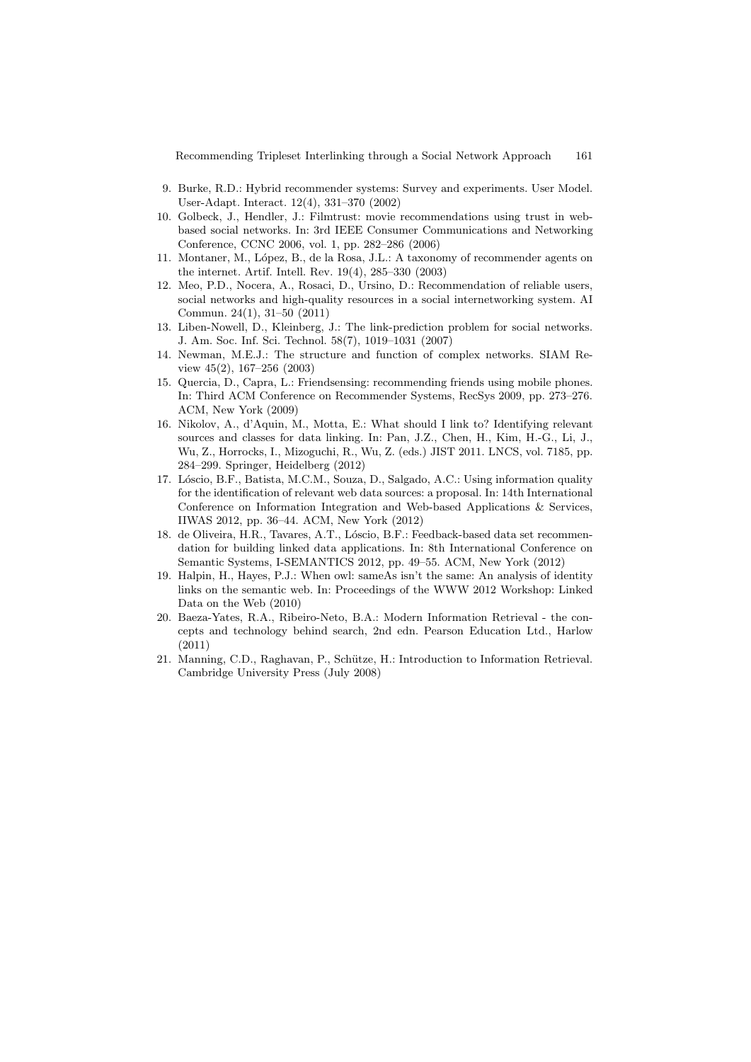9. Burke, R.D.: Hybrid recommender systems: Survey and experiments. User Model. User-Adapt. Interact. 12(4), 331–370 (2002)
10. Golbeck, J., Hendler, J.: Filmtrust: movie recommendations using trust in web-based social networks. In: 3rd IEEE Consumer Communications and Networking Conference, CCNC 2006, vol. 1, pp. 282–286 (2006)
11. Montaner, M., López, B., de la Rosa, J.L.: A taxonomy of recommender agents on the internet. Artif. Intell. Rev. 19(4), 285–330 (2003)
12. Meo, P.D., Nocera, A., Rosaci, D., Ursino, D.: Recommendation of reliable users, social networks and high-quality resources in a social internetworking system. AI Commun. 24(1), 31–50 (2011)
13. Liben-Nowell, D., Kleinberg, J.: The link-prediction problem for social networks. J. Am. Soc. Inf. Sci. Technol. 58(7), 1019–1031 (2007)
14. Newman, M.E.J.: The structure and function of complex networks. SIAM Review 45(2), 167–256 (2003)
15. Quercia, D., Capra, L.: Friendsensing: recommending friends using mobile phones. In: Third ACM Conference on Recommender Systems, RecSys 2009, pp. 273–276. ACM, New York (2009)
16. Nikolov, A., d'Aquin, M., Motta, E.: What should I link to? Identifying relevant sources and classes for data linking. In: Pan, J.Z., Chen, H., Kim, H.-G., Li, J., Wu, Z., Horrocks, I., Mizoguchi, R., Wu, Z. (eds.) JIST 2011. LNCS, vol. 7185, pp. 284–299. Springer, Heidelberg (2012)
17. Lóscio, B.F., Batista, M.C.M., Souza, D., Salgado, A.C.: Using information quality for the identification of relevant web data sources: a proposal. In: 14th International Conference on Information Integration and Web-based Applications & Services, IIWAS 2012, pp. 36–44. ACM, New York (2012)
18. de Oliveira, H.R., Tavares, A.T., Lóscio, B.F.: Feedback-based data set recommendation for building linked data applications. In: 8th International Conference on Semantic Systems, I-SEMANTICS 2012, pp. 49–55. ACM, New York (2012)
19. Halpin, H., Hayes, P.J.: When owl: sameAs isn't the same: An analysis of identity links on the semantic web. In: Proceedings of the WWW 2012 Workshop: Linked Data on the Web (2010)
20. Baeza-Yates, R.A., Ribeiro-Neto, B.A.: Modern Information Retrieval - the concepts and technology behind search, 2nd edn. Pearson Education Ltd., Harlow (2011)
21. Manning, C.D., Raghavan, P., Schütze, H.: Introduction to Information Retrieval. Cambridge University Press (July 2008)